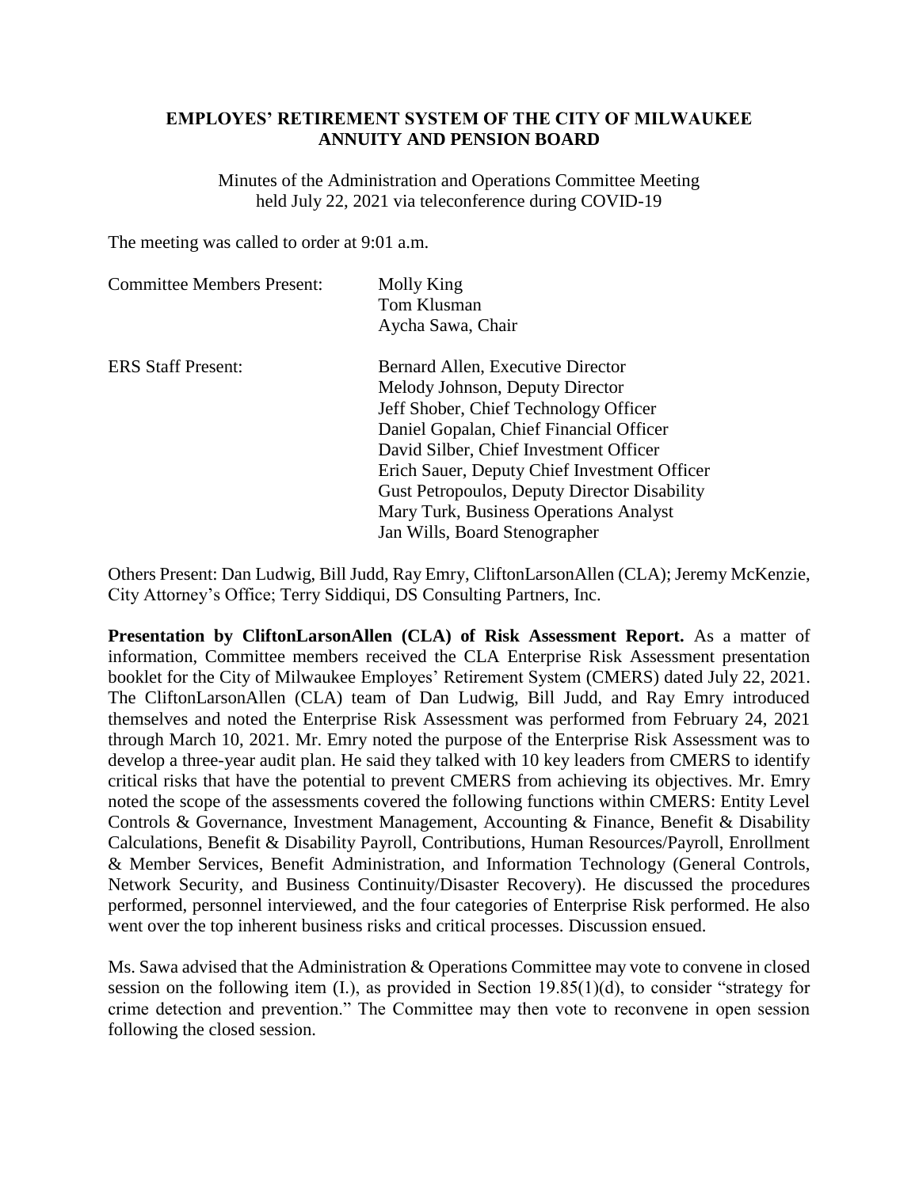**EMPLOYES' RETIREMENT SYSTEM OF THE CITY OF MILWAUKEE**
**ANNUITY AND PENSION BOARD**

Minutes of the Administration and Operations Committee Meeting
held July 22, 2021 via teleconference during COVID-19

The meeting was called to order at 9:01 a.m.

| | |
|---|---|
| Committee Members Present: | Molly King<br>Tom Klusman<br>Aycha Sawa, Chair |
| ERS Staff Present: | Bernard Allen, Executive Director<br>Melody Johnson, Deputy Director<br>Jeff Shober, Chief Technology Officer<br>Daniel Gopalan, Chief Financial Officer<br>David Silber, Chief Investment Officer<br>Erich Sauer, Deputy Chief Investment Officer<br>Gust Petropoulos, Deputy Director Disability<br>Mary Turk, Business Operations Analyst<br>Jan Wills, Board Stenographer |

Others Present: Dan Ludwig, Bill Judd, Ray Emry, CliftonLarsonAllen (CLA); Jeremy McKenzie, City Attorney's Office; Terry Siddiqui, DS Consulting Partners, Inc.

**Presentation by CliftonLarsonAllen (CLA) of Risk Assessment Report.** As a matter of information, Committee members received the CLA Enterprise Risk Assessment presentation booklet for the City of Milwaukee Employes' Retirement System (CMERS) dated July 22, 2021. The CliftonLarsonAllen (CLA) team of Dan Ludwig, Bill Judd, and Ray Emry introduced themselves and noted the Enterprise Risk Assessment was performed from February 24, 2021 through March 10, 2021. Mr. Emry noted the purpose of the Enterprise Risk Assessment was to develop a three-year audit plan. He said they talked with 10 key leaders from CMERS to identify critical risks that have the potential to prevent CMERS from achieving its objectives. Mr. Emry noted the scope of the assessments covered the following functions within CMERS: Entity Level Controls & Governance, Investment Management, Accounting & Finance, Benefit & Disability Calculations, Benefit & Disability Payroll, Contributions, Human Resources/Payroll, Enrollment & Member Services, Benefit Administration, and Information Technology (General Controls, Network Security, and Business Continuity/Disaster Recovery). He discussed the procedures performed, personnel interviewed, and the four categories of Enterprise Risk performed. He also went over the top inherent business risks and critical processes. Discussion ensued.

Ms. Sawa advised that the Administration & Operations Committee may vote to convene in closed session on the following item (I.), as provided in Section 19.85(1)(d), to consider "strategy for crime detection and prevention." The Committee may then vote to reconvene in open session following the closed session.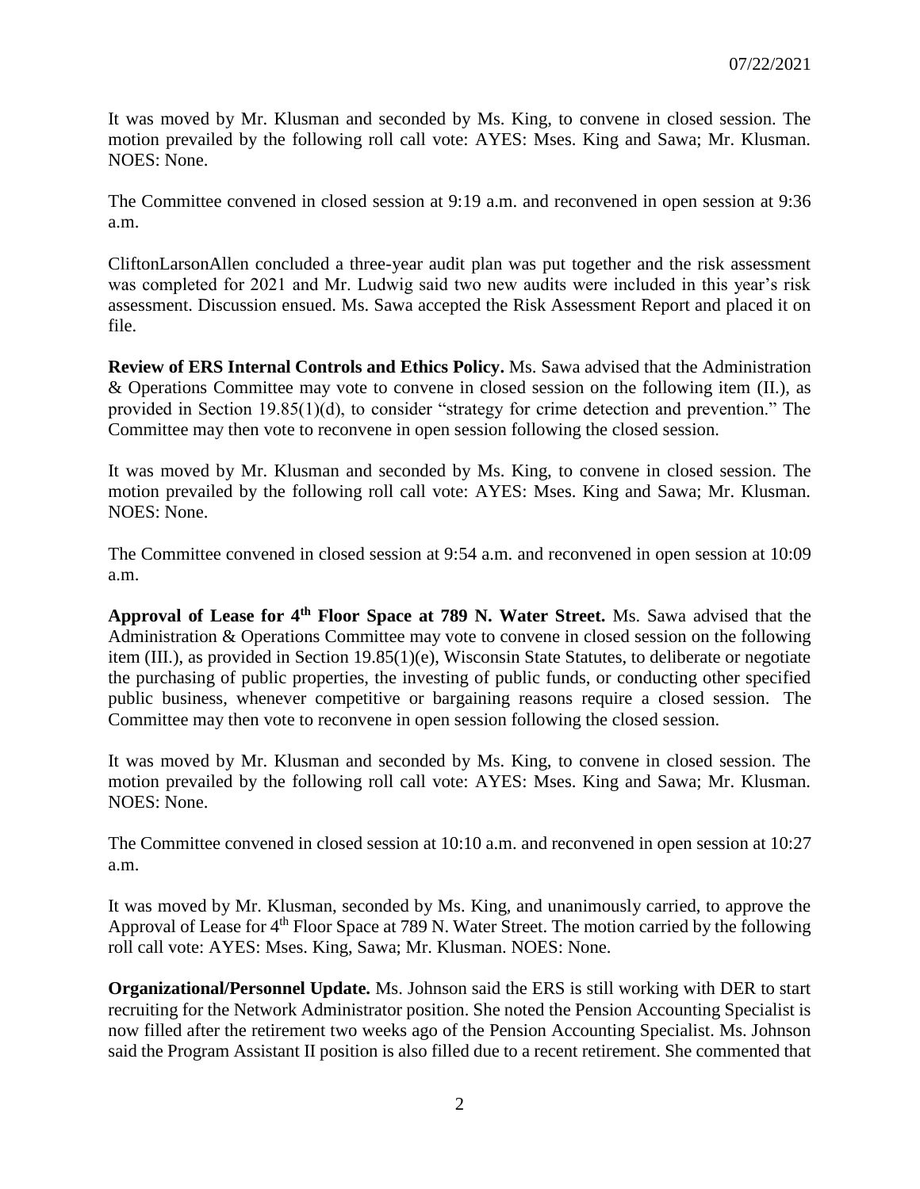It was moved by Mr. Klusman and seconded by Ms. King, to convene in closed session. The motion prevailed by the following roll call vote: AYES: Mses. King and Sawa; Mr. Klusman. NOES: None.

The Committee convened in closed session at 9:19 a.m. and reconvened in open session at 9:36 a.m.

CliftonLarsonAllen concluded a three-year audit plan was put together and the risk assessment was completed for 2021 and Mr. Ludwig said two new audits were included in this year's risk assessment. Discussion ensued. Ms. Sawa accepted the Risk Assessment Report and placed it on file.

**Review of ERS Internal Controls and Ethics Policy.** Ms. Sawa advised that the Administration & Operations Committee may vote to convene in closed session on the following item (II.), as provided in Section 19.85(1)(d), to consider "strategy for crime detection and prevention." The Committee may then vote to reconvene in open session following the closed session.

It was moved by Mr. Klusman and seconded by Ms. King, to convene in closed session. The motion prevailed by the following roll call vote: AYES: Mses. King and Sawa; Mr. Klusman. NOES: None.

The Committee convened in closed session at 9:54 a.m. and reconvened in open session at 10:09 a.m.

**Approval of Lease for 4th Floor Space at 789 N. Water Street.** Ms. Sawa advised that the Administration & Operations Committee may vote to convene in closed session on the following item (III.), as provided in Section 19.85(1)(e), Wisconsin State Statutes, to deliberate or negotiate the purchasing of public properties, the investing of public funds, or conducting other specified public business, whenever competitive or bargaining reasons require a closed session. The Committee may then vote to reconvene in open session following the closed session.

It was moved by Mr. Klusman and seconded by Ms. King, to convene in closed session. The motion prevailed by the following roll call vote: AYES: Mses. King and Sawa; Mr. Klusman. NOES: None.

The Committee convened in closed session at 10:10 a.m. and reconvened in open session at 10:27 a.m.

It was moved by Mr. Klusman, seconded by Ms. King, and unanimously carried, to approve the Approval of Lease for 4th Floor Space at 789 N. Water Street. The motion carried by the following roll call vote: AYES: Mses. King, Sawa; Mr. Klusman. NOES: None.

**Organizational/Personnel Update.** Ms. Johnson said the ERS is still working with DER to start recruiting for the Network Administrator position. She noted the Pension Accounting Specialist is now filled after the retirement two weeks ago of the Pension Accounting Specialist. Ms. Johnson said the Program Assistant II position is also filled due to a recent retirement. She commented that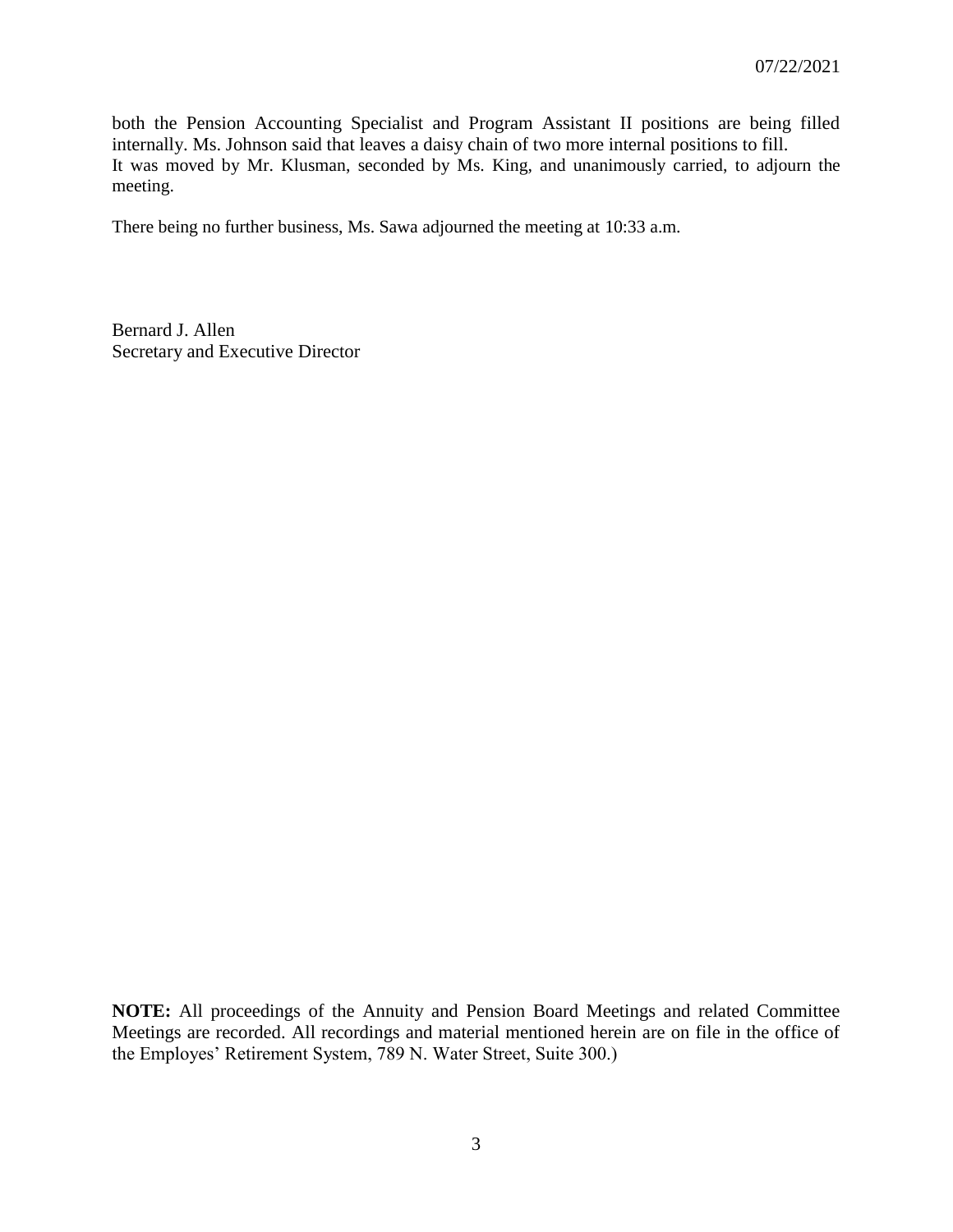both the Pension Accounting Specialist and Program Assistant II positions are being filled internally. Ms. Johnson said that leaves a daisy chain of two more internal positions to fill.
It was moved by Mr. Klusman, seconded by Ms. King, and unanimously carried, to adjourn the meeting.

There being no further business, Ms. Sawa adjourned the meeting at 10:33 a.m.

Bernard J. Allen
Secretary and Executive Director

**NOTE:** All proceedings of the Annuity and Pension Board Meetings and related Committee Meetings are recorded. All recordings and material mentioned herein are on file in the office of the Employes' Retirement System, 789 N. Water Street, Suite 300.)